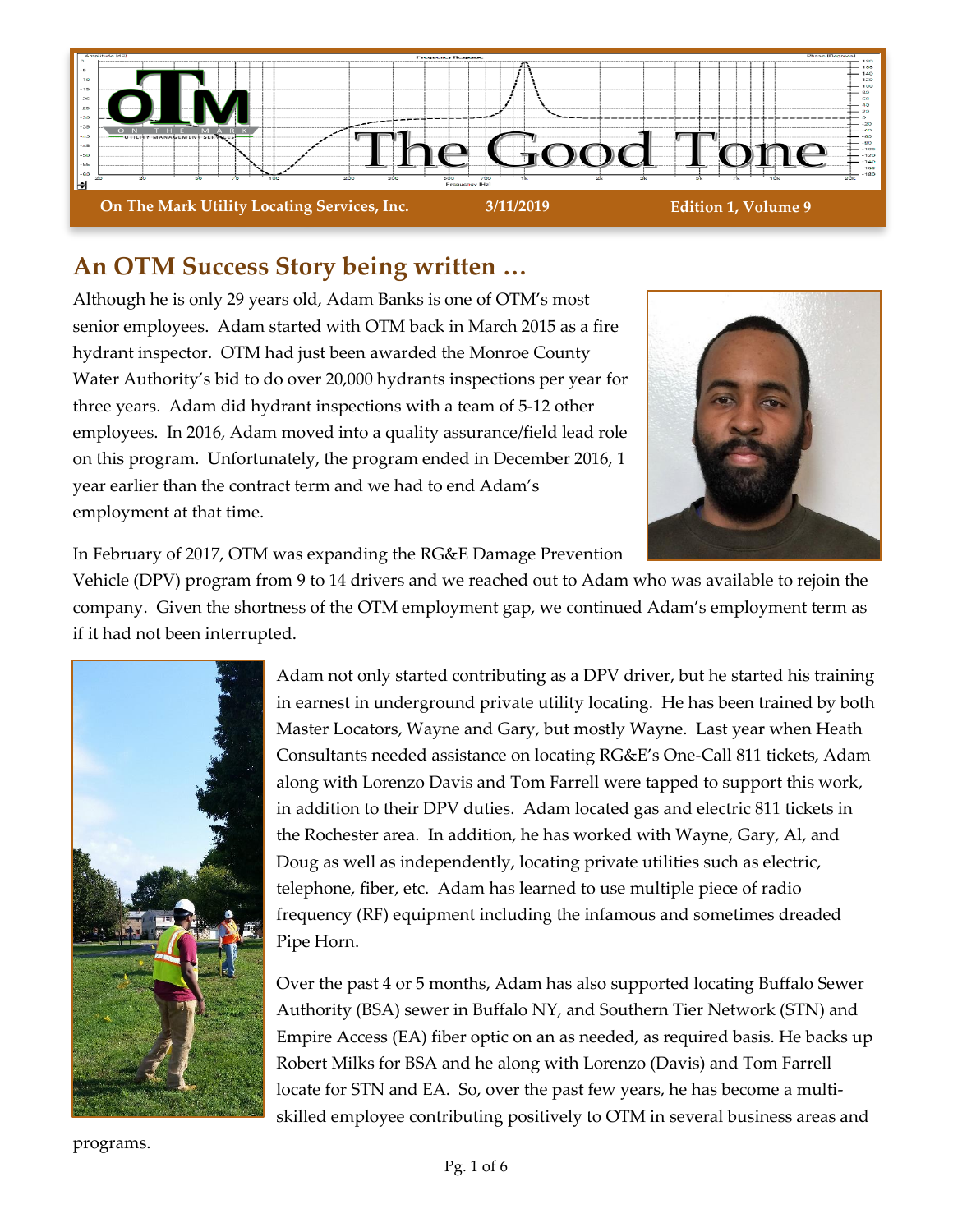# The Good Tone

**On The Mark Utility Locating Services, Inc.** **3/11/2019** **Edition 1, Volume 9**

## An OTM Success Story being written …

Although he is only 29 years old, Adam Banks is one of OTM's most senior employees. Adam started with OTM back in March 2015 as a fire hydrant inspector. OTM had just been awarded the Monroe County Water Authority's bid to do over 20,000 hydrants inspections per year for three years. Adam did hydrant inspections with a team of 5-12 other employees. In 2016, Adam moved into a quality assurance/field lead role on this program. Unfortunately, the program ended in December 2016, 1 year earlier than the contract term and we had to end Adam's employment at that time.

In February of 2017, OTM was expanding the RG&E Damage Prevention Vehicle (DPV) program from 9 to 14 drivers and we reached out to Adam who was available to rejoin the company. Given the shortness of the OTM employment gap, we continued Adam's employment term as if it had not been interrupted.

Adam not only started contributing as a DPV driver, but he started his training in earnest in underground private utility locating. He has been trained by both Master Locators, Wayne and Gary, but mostly Wayne. Last year when Heath Consultants needed assistance on locating RG&E's One-Call 811 tickets, Adam along with Lorenzo Davis and Tom Farrell were tapped to support this work, in addition to their DPV duties. Adam located gas and electric 811 tickets in the Rochester area. In addition, he has worked with Wayne, Gary, Al, and Doug as well as independently, locating private utilities such as electric, telephone, fiber, etc. Adam has learned to use multiple piece of radio frequency (RF) equipment including the infamous and sometimes dreaded Pipe Horn.

Over the past 4 or 5 months, Adam has also supported locating Buffalo Sewer Authority (BSA) sewer in Buffalo NY, and Southern Tier Network (STN) and Empire Access (EA) fiber optic on an as needed, as required basis. He backs up Robert Milks for BSA and he along with Lorenzo (Davis) and Tom Farrell locate for STN and EA. So, over the past few years, he has become a multi-skilled employee contributing positively to OTM in several business areas and programs.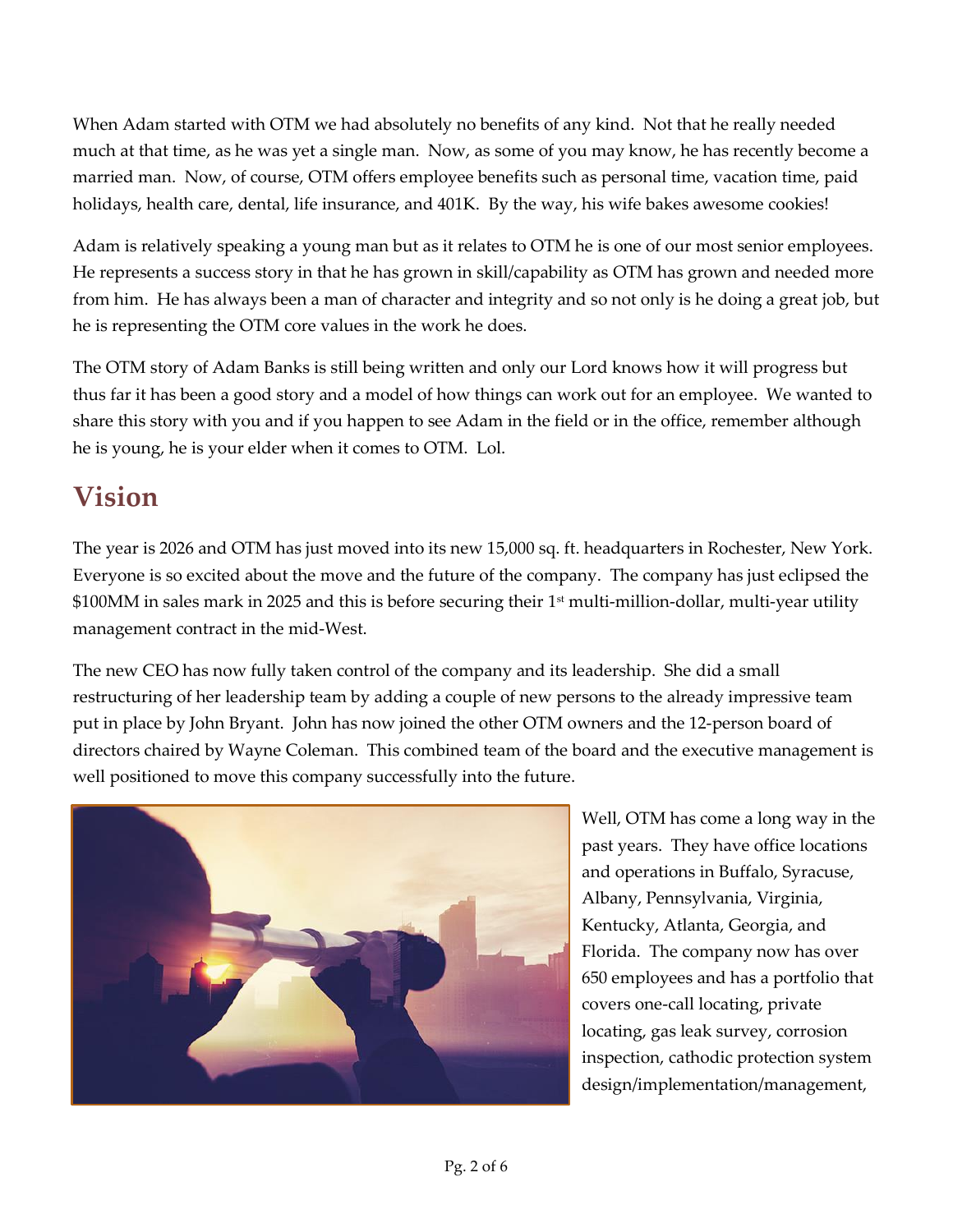When Adam started with OTM we had absolutely no benefits of any kind. Not that he really needed much at that time, as he was yet a single man. Now, as some of you may know, he has recently become a married man. Now, of course, OTM offers employee benefits such as personal time, vacation time, paid holidays, health care, dental, life insurance, and 401K. By the way, his wife bakes awesome cookies!

Adam is relatively speaking a young man but as it relates to OTM he is one of our most senior employees. He represents a success story in that he has grown in skill/capability as OTM has grown and needed more from him. He has always been a man of character and integrity and so not only is he doing a great job, but he is representing the OTM core values in the work he does.

The OTM story of Adam Banks is still being written and only our Lord knows how it will progress but thus far it has been a good story and a model of how things can work out for an employee. We wanted to share this story with you and if you happen to see Adam in the field or in the office, remember although he is young, he is your elder when it comes to OTM. Lol.

## Vision

The year is 2026 and OTM has just moved into its new 15,000 sq. ft. headquarters in Rochester, New York. Everyone is so excited about the move and the future of the company. The company has just eclipsed the $100MM in sales mark in 2025 and this is before securing their 1st multi-million-dollar, multi-year utility management contract in the mid-West.

The new CEO has now fully taken control of the company and its leadership. She did a small restructuring of her leadership team by adding a couple of new persons to the already impressive team put in place by John Bryant. John has now joined the other OTM owners and the 12-person board of directors chaired by Wayne Coleman. This combined team of the board and the executive management is well positioned to move this company successfully into the future.

Well, OTM has come a long way in the past years. They have office locations and operations in Buffalo, Syracuse, Albany, Pennsylvania, Virginia, Kentucky, Atlanta, Georgia, and Florida. The company now has over 650 employees and has a portfolio that covers one-call locating, private locating, gas leak survey, corrosion inspection, cathodic protection system design/implementation/management,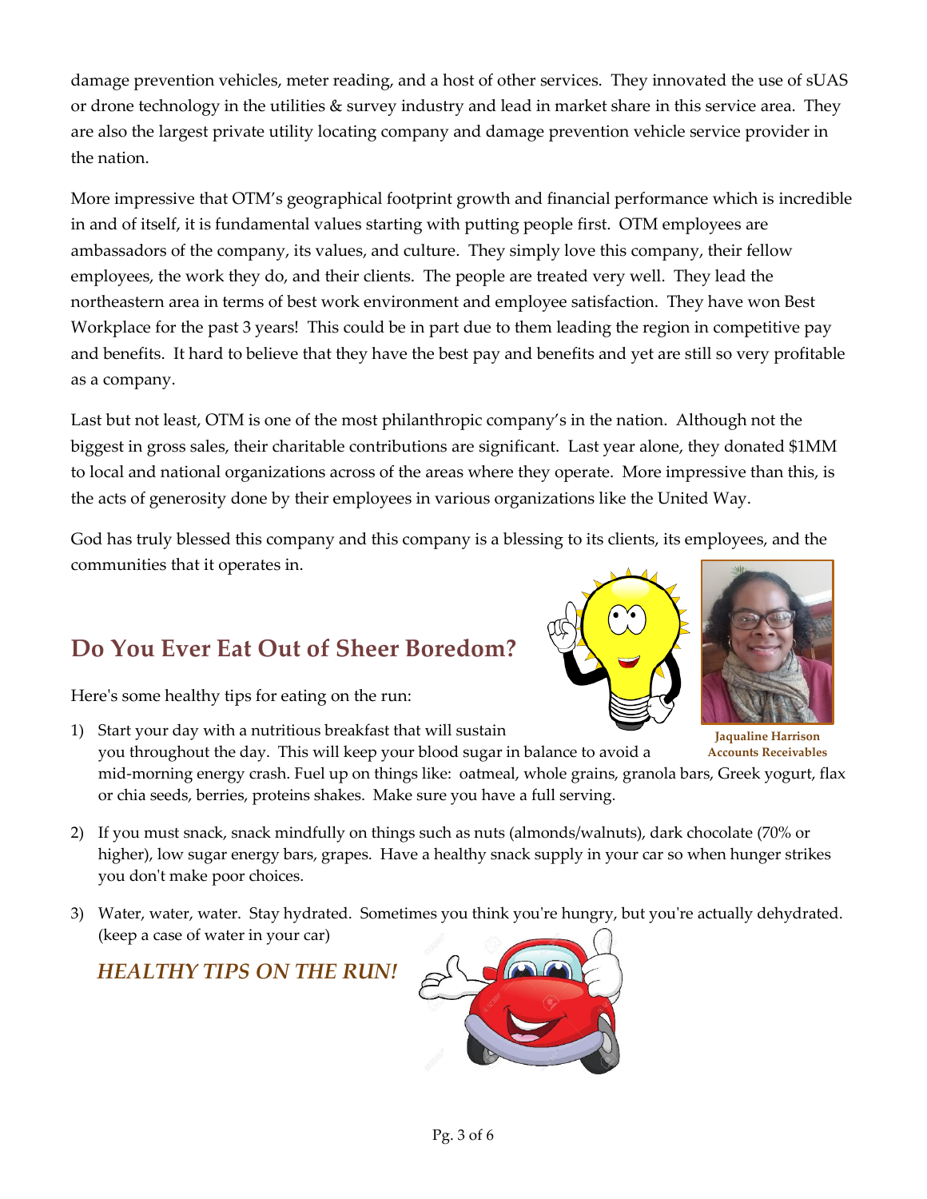damage prevention vehicles, meter reading, and a host of other services. They innovated the use of sUAS or drone technology in the utilities & survey industry and lead in market share in this service area. They are also the largest private utility locating company and damage prevention vehicle service provider in the nation.

More impressive that OTM's geographical footprint growth and financial performance which is incredible in and of itself, it is fundamental values starting with putting people first. OTM employees are ambassadors of the company, its values, and culture. They simply love this company, their fellow employees, the work they do, and their clients. The people are treated very well. They lead the northeastern area in terms of best work environment and employee satisfaction. They have won Best Workplace for the past 3 years! This could be in part due to them leading the region in competitive pay and benefits. It hard to believe that they have the best pay and benefits and yet are still so very profitable as a company.

Last but not least, OTM is one of the most philanthropic company's in the nation. Although not the biggest in gross sales, their charitable contributions are significant. Last year alone, they donated $1MM to local and national organizations across of the areas where they operate. More impressive than this, is the acts of generosity done by their employees in various organizations like the United Way.

God has truly blessed this company and this company is a blessing to its clients, its employees, and the communities that it operates in.

## Do You Ever Eat Out of Sheer Boredom?

**Jaqualine Harrison**
**Accounts Receivables**

Here's some healthy tips for eating on the run:

1) Start your day with a nutritious breakfast that will sustain you throughout the day. This will keep your blood sugar in balance to avoid a mid-morning energy crash. Fuel up on things like: oatmeal, whole grains, granola bars, Greek yogurt, flax or chia seeds, berries, proteins shakes. Make sure you have a full serving.

2) If you must snack, snack mindfully on things such as nuts (almonds/walnuts), dark chocolate (70% or higher), low sugar energy bars, grapes. Have a healthy snack supply in your car so when hunger strikes you don't make poor choices.

3) Water, water, water. Stay hydrated. Sometimes you think you're hungry, but you're actually dehydrated. (keep a case of water in your car)

***HEALTHY TIPS ON THE RUN!***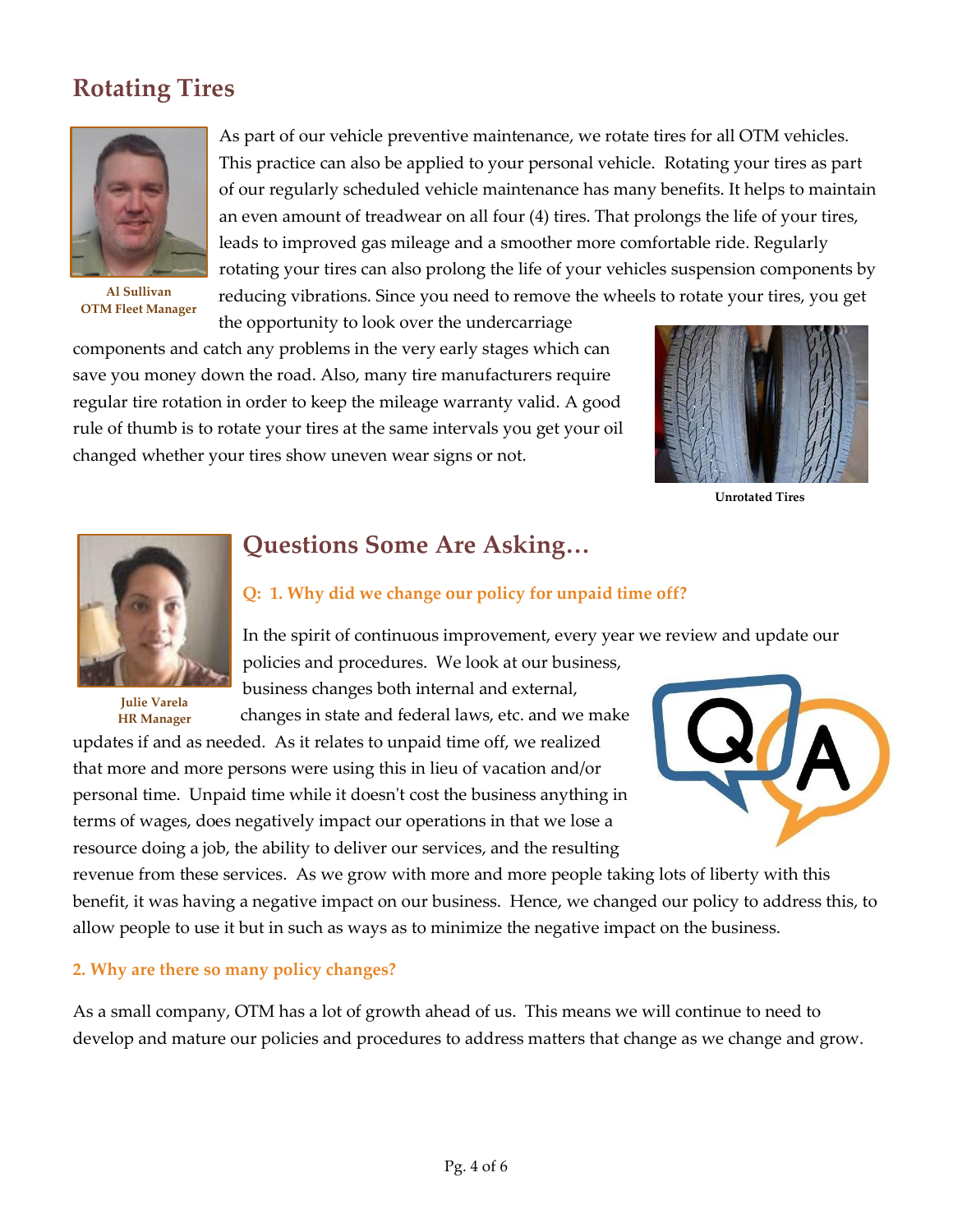## Rotating Tires

Al Sullivan
OTM Fleet Manager

As part of our vehicle preventive maintenance, we rotate tires for all OTM vehicles. This practice can also be applied to your personal vehicle. Rotating your tires as part of our regularly scheduled vehicle maintenance has many benefits. It helps to maintain an even amount of treadwear on all four (4) tires. That prolongs the life of your tires, leads to improved gas mileage and a smoother more comfortable ride. Regularly rotating your tires can also prolong the life of your vehicles suspension components by reducing vibrations. Since you need to remove the wheels to rotate your tires, you get the opportunity to look over the undercarriage components and catch any problems in the very early stages which can save you money down the road. Also, many tire manufacturers require regular tire rotation in order to keep the mileage warranty valid. A good rule of thumb is to rotate your tires at the same intervals you get your oil changed whether your tires show uneven wear signs or not.

Unrotated Tires

## Questions Some Are Asking…

Julie Varela
HR Manager

**Q: 1. Why did we change our policy for unpaid time off?**

In the spirit of continuous improvement, every year we review and update our policies and procedures. We look at our business, business changes both internal and external, changes in state and federal laws, etc. and we make updates if and as needed. As it relates to unpaid time off, we realized that more and more persons were using this in lieu of vacation and/or personal time. Unpaid time while it doesn't cost the business anything in terms of wages, does negatively impact our operations in that we lose a resource doing a job, the ability to deliver our services, and the resulting revenue from these services. As we grow with more and more people taking lots of liberty with this benefit, it was having a negative impact on our business. Hence, we changed our policy to address this, to allow people to use it but in such as ways as to minimize the negative impact on the business.

**2. Why are there so many policy changes?**

As a small company, OTM has a lot of growth ahead of us. This means we will continue to need to develop and mature our policies and procedures to address matters that change as we change and grow.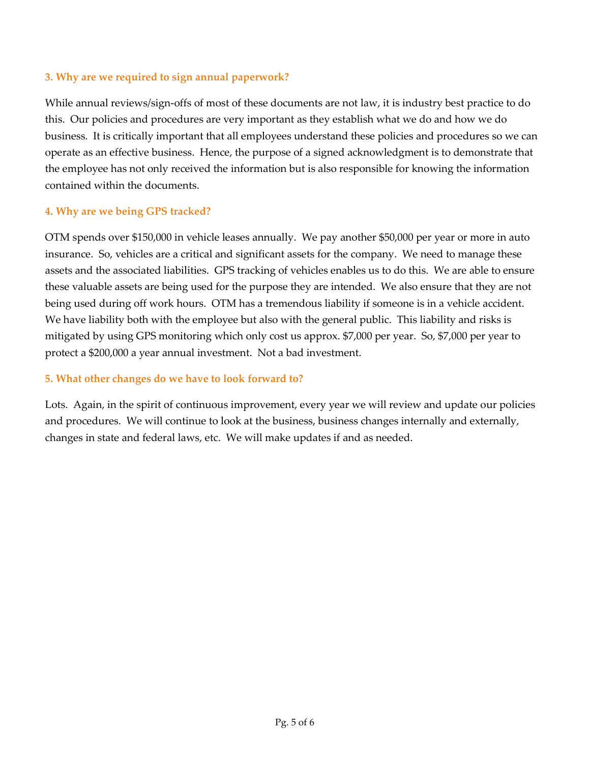### 3. Why are we required to sign annual paperwork?

While annual reviews/sign-offs of most of these documents are not law, it is industry best practice to do this. Our policies and procedures are very important as they establish what we do and how we do business. It is critically important that all employees understand these policies and procedures so we can operate as an effective business. Hence, the purpose of a signed acknowledgment is to demonstrate that the employee has not only received the information but is also responsible for knowing the information contained within the documents.

### 4. Why are we being GPS tracked?

OTM spends over $150,000 in vehicle leases annually. We pay another $50,000 per year or more in auto insurance. So, vehicles are a critical and significant assets for the company. We need to manage these assets and the associated liabilities. GPS tracking of vehicles enables us to do this. We are able to ensure these valuable assets are being used for the purpose they are intended. We also ensure that they are not being used during off work hours. OTM has a tremendous liability if someone is in a vehicle accident. We have liability both with the employee but also with the general public. This liability and risks is mitigated by using GPS monitoring which only cost us approx. $7,000 per year. So, $7,000 per year to protect a $200,000 a year annual investment. Not a bad investment.

### 5. What other changes do we have to look forward to?

Lots. Again, in the spirit of continuous improvement, every year we will review and update our policies and procedures. We will continue to look at the business, business changes internally and externally, changes in state and federal laws, etc. We will make updates if and as needed.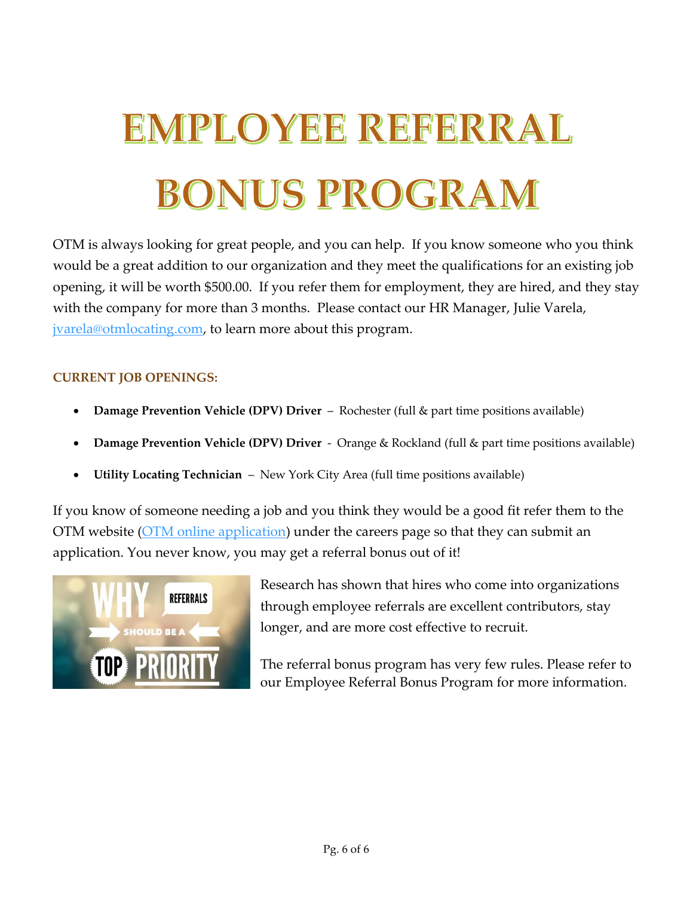# EMPLOYEE REFERRAL BONUS PROGRAM

OTM is always looking for great people, and you can help. If you know someone who you think would be a great addition to our organization and they meet the qualifications for an existing job opening, it will be worth $500.00. If you refer them for employment, they are hired, and they stay with the company for more than 3 months. Please contact our HR Manager, Julie Varela, jvarela@otmlocating.com, to learn more about this program.

**CURRENT JOB OPENINGS:**

- **Damage Prevention Vehicle (DPV) Driver** – Rochester (full & part time positions available)
- **Damage Prevention Vehicle (DPV) Driver** - Orange & Rockland (full & part time positions available)
- **Utility Locating Technician** – New York City Area (full time positions available)

If you know of someone needing a job and you think they would be a good fit refer them to the OTM website (OTM online application) under the careers page so that they can submit an application. You never know, you may get a referral bonus out of it!

Research has shown that hires who come into organizations through employee referrals are excellent contributors, stay longer, and are more cost effective to recruit.

The referral bonus program has very few rules. Please refer to our Employee Referral Bonus Program for more information.